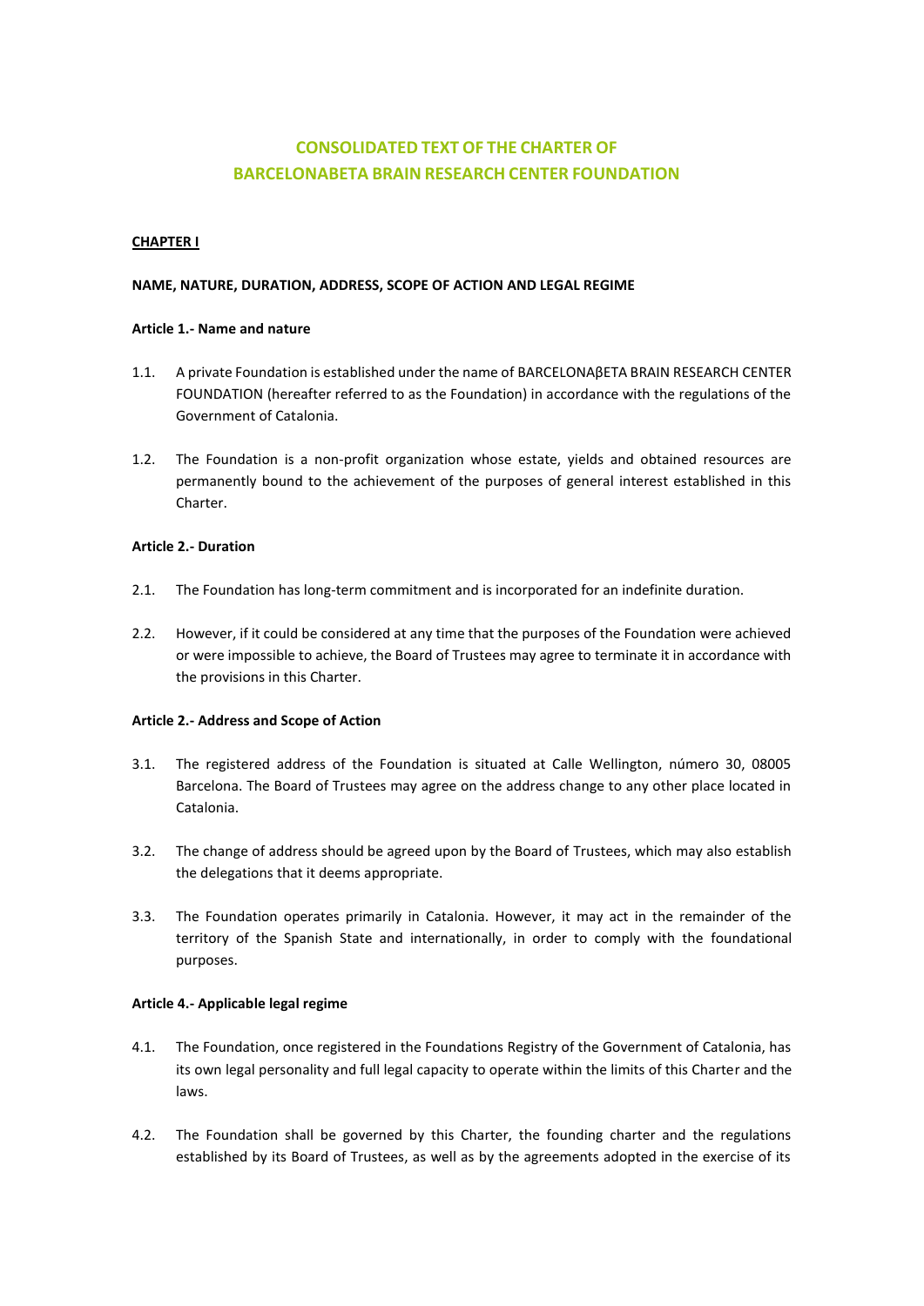# CONSOLIDATED TEXT OF THE CHARTER OF BARCELONABETA BRAIN RESEARCH CENTER FOUNDATION

## CHAPTER I

### NAME, NATURE, DURATION, ADDRESS, SCOPE OF ACTION AND LEGAL REGIME

#### Article 1.- Name and nature

1.1. A private Foundation is established under the name of BARCELONAβETA BRAIN RESEARCH CENTER FOUNDATION (hereafter referred to as the Foundation) in accordance with the regulations of the Government of Catalonia.

1.2. The Foundation is a non-profit organization whose estate, yields and obtained resources are permanently bound to the achievement of the purposes of general interest established in this Charter.

#### Article 2.- Duration

2.1. The Foundation has long-term commitment and is incorporated for an indefinite duration.

2.2. However, if it could be considered at any time that the purposes of the Foundation were achieved or were impossible to achieve, the Board of Trustees may agree to terminate it in accordance with the provisions in this Charter.

#### Article 2.- Address and Scope of Action

3.1. The registered address of the Foundation is situated at Calle Wellington, número 30, 08005 Barcelona. The Board of Trustees may agree on the address change to any other place located in Catalonia.

3.2. The change of address should be agreed upon by the Board of Trustees, which may also establish the delegations that it deems appropriate.

3.3. The Foundation operates primarily in Catalonia. However, it may act in the remainder of the territory of the Spanish State and internationally, in order to comply with the foundational purposes.

#### Article 4.- Applicable legal regime

4.1. The Foundation, once registered in the Foundations Registry of the Government of Catalonia, has its own legal personality and full legal capacity to operate within the limits of this Charter and the laws.

4.2. The Foundation shall be governed by this Charter, the founding charter and the regulations established by its Board of Trustees, as well as by the agreements adopted in the exercise of its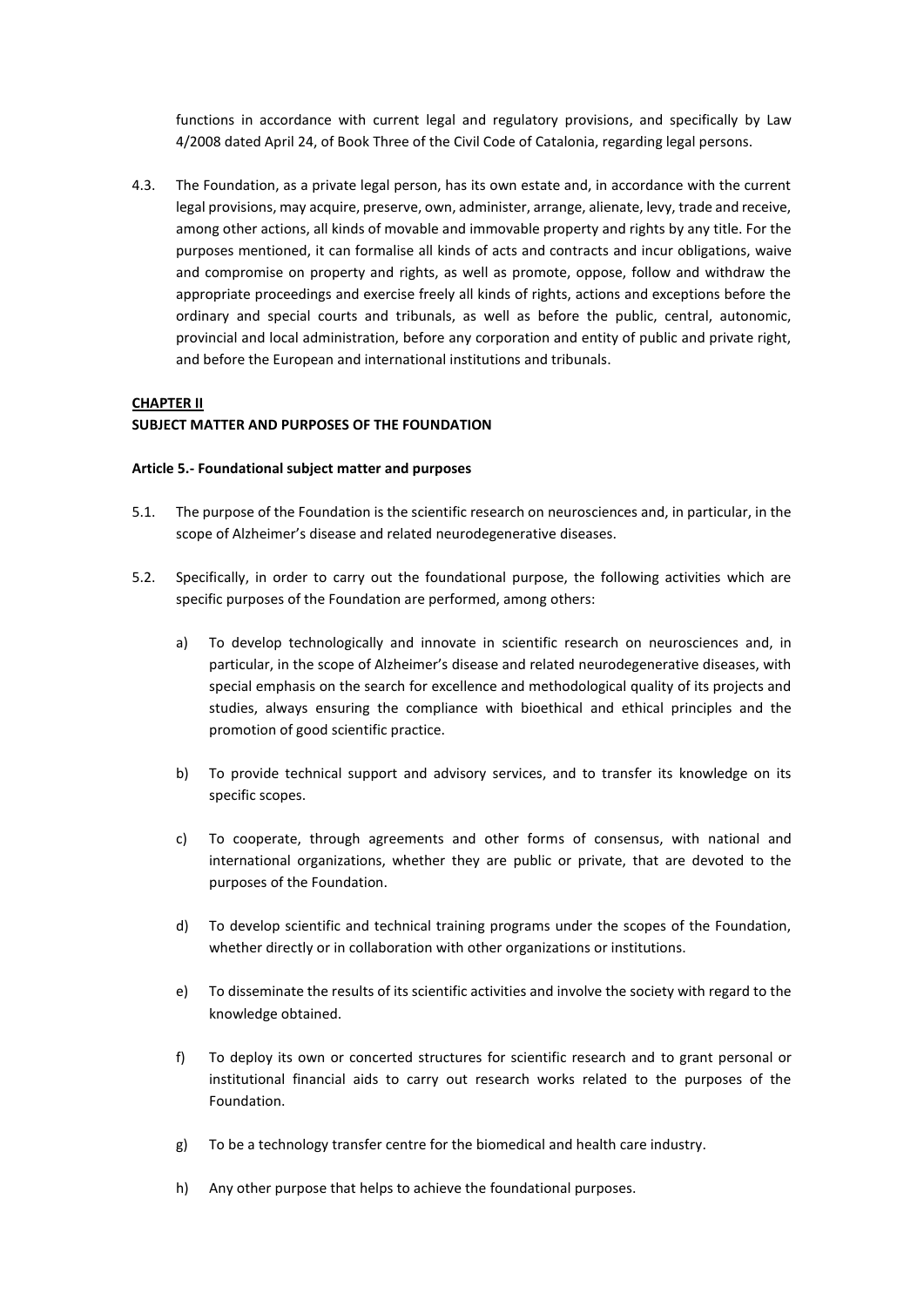functions in accordance with current legal and regulatory provisions, and specifically by Law 4/2008 dated April 24, of Book Three of the Civil Code of Catalonia, regarding legal persons.

4.3. The Foundation, as a private legal person, has its own estate and, in accordance with the current legal provisions, may acquire, preserve, own, administer, arrange, alienate, levy, trade and receive, among other actions, all kinds of movable and immovable property and rights by any title. For the purposes mentioned, it can formalise all kinds of acts and contracts and incur obligations, waive and compromise on property and rights, as well as promote, oppose, follow and withdraw the appropriate proceedings and exercise freely all kinds of rights, actions and exceptions before the ordinary and special courts and tribunals, as well as before the public, central, autonomic, provincial and local administration, before any corporation and entity of public and private right, and before the European and international institutions and tribunals.

## CHAPTER II
## SUBJECT MATTER AND PURPOSES OF THE FOUNDATION

### Article 5.- Foundational subject matter and purposes

5.1. The purpose of the Foundation is the scientific research on neurosciences and, in particular, in the scope of Alzheimer's disease and related neurodegenerative diseases.

5.2. Specifically, in order to carry out the foundational purpose, the following activities which are specific purposes of the Foundation are performed, among others:

a) To develop technologically and innovate in scientific research on neurosciences and, in particular, in the scope of Alzheimer's disease and related neurodegenerative diseases, with special emphasis on the search for excellence and methodological quality of its projects and studies, always ensuring the compliance with bioethical and ethical principles and the promotion of good scientific practice.

b) To provide technical support and advisory services, and to transfer its knowledge on its specific scopes.

c) To cooperate, through agreements and other forms of consensus, with national and international organizations, whether they are public or private, that are devoted to the purposes of the Foundation.

d) To develop scientific and technical training programs under the scopes of the Foundation, whether directly or in collaboration with other organizations or institutions.

e) To disseminate the results of its scientific activities and involve the society with regard to the knowledge obtained.

f) To deploy its own or concerted structures for scientific research and to grant personal or institutional financial aids to carry out research works related to the purposes of the Foundation.

g) To be a technology transfer centre for the biomedical and health care industry.

h) Any other purpose that helps to achieve the foundational purposes.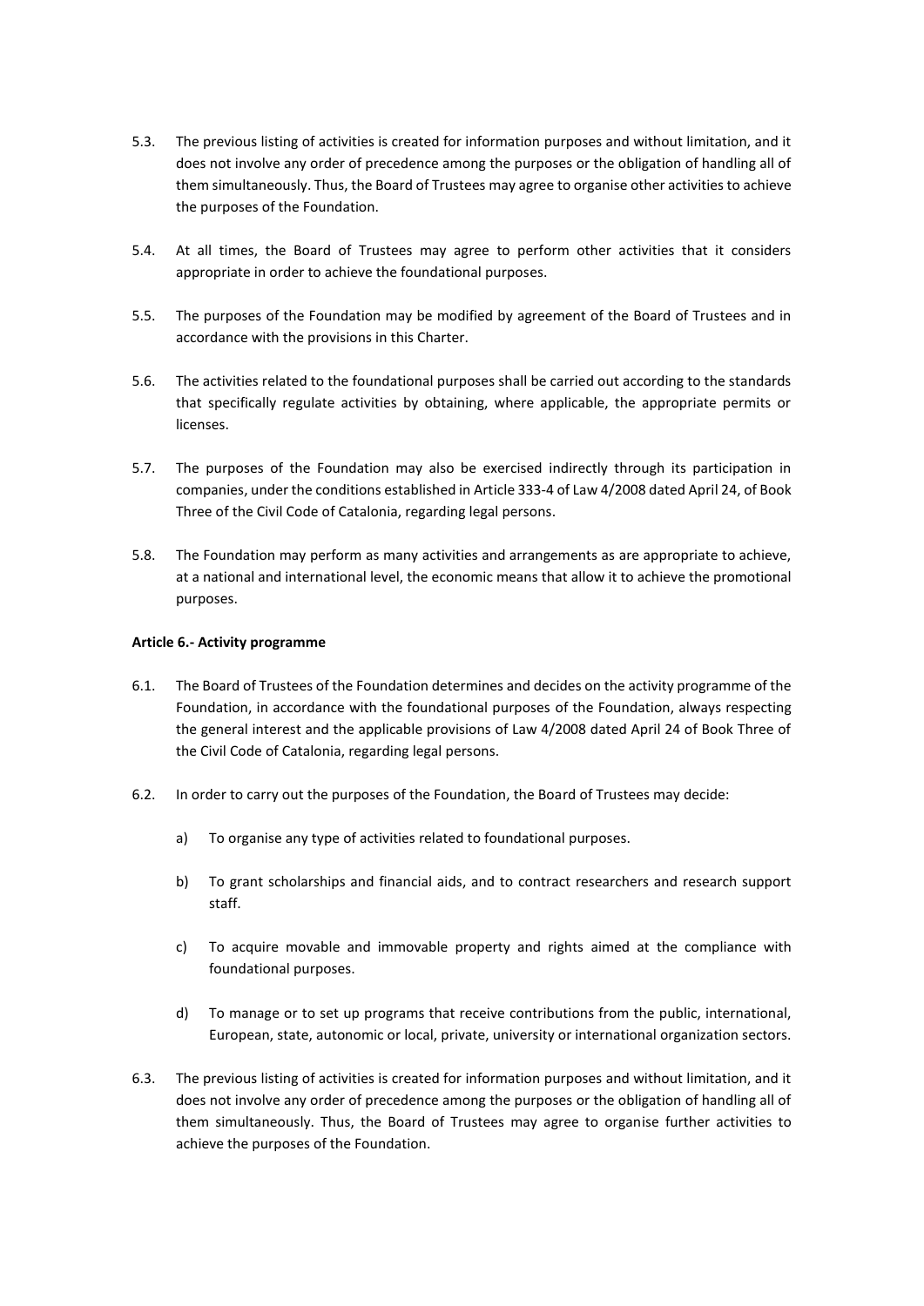5.3. The previous listing of activities is created for information purposes and without limitation, and it does not involve any order of precedence among the purposes or the obligation of handling all of them simultaneously. Thus, the Board of Trustees may agree to organise other activities to achieve the purposes of the Foundation.

5.4. At all times, the Board of Trustees may agree to perform other activities that it considers appropriate in order to achieve the foundational purposes.

5.5. The purposes of the Foundation may be modified by agreement of the Board of Trustees and in accordance with the provisions in this Charter.

5.6. The activities related to the foundational purposes shall be carried out according to the standards that specifically regulate activities by obtaining, where applicable, the appropriate permits or licenses.

5.7. The purposes of the Foundation may also be exercised indirectly through its participation in companies, under the conditions established in Article 333-4 of Law 4/2008 dated April 24, of Book Three of the Civil Code of Catalonia, regarding legal persons.

5.8. The Foundation may perform as many activities and arrangements as are appropriate to achieve, at a national and international level, the economic means that allow it to achieve the promotional purposes.

**Article 6.- Activity programme**

6.1. The Board of Trustees of the Foundation determines and decides on the activity programme of the Foundation, in accordance with the foundational purposes of the Foundation, always respecting the general interest and the applicable provisions of Law 4/2008 dated April 24 of Book Three of the Civil Code of Catalonia, regarding legal persons.

6.2. In order to carry out the purposes of the Foundation, the Board of Trustees may decide:

   a) To organise any type of activities related to foundational purposes.

   b) To grant scholarships and financial aids, and to contract researchers and research support staff.

   c) To acquire movable and immovable property and rights aimed at the compliance with foundational purposes.

   d) To manage or to set up programs that receive contributions from the public, international, European, state, autonomic or local, private, university or international organization sectors.

6.3. The previous listing of activities is created for information purposes and without limitation, and it does not involve any order of precedence among the purposes or the obligation of handling all of them simultaneously. Thus, the Board of Trustees may agree to organise further activities to achieve the purposes of the Foundation.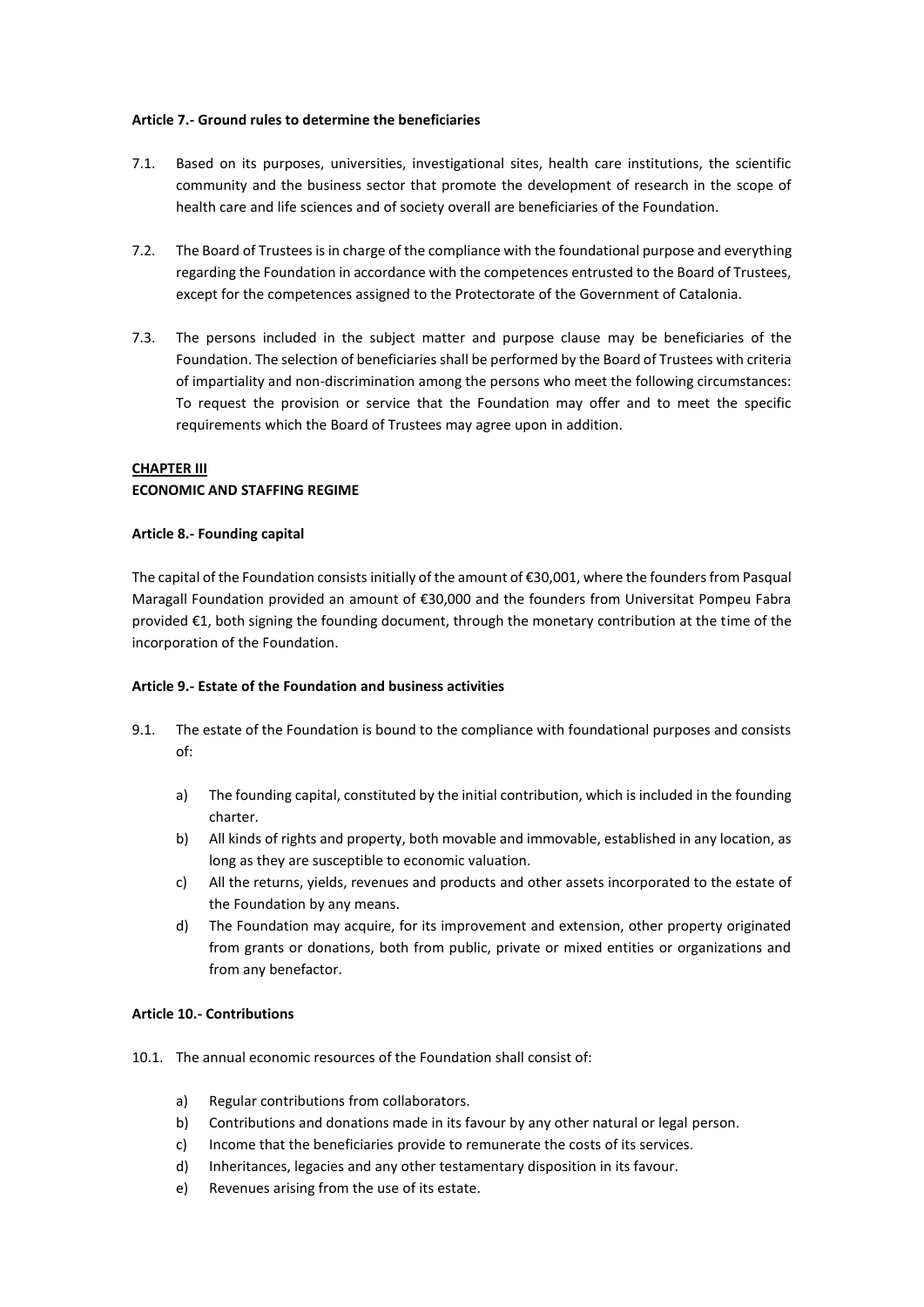**Article 7.- Ground rules to determine the beneficiaries**

7.1. Based on its purposes, universities, investigational sites, health care institutions, the scientific community and the business sector that promote the development of research in the scope of health care and life sciences and of society overall are beneficiaries of the Foundation.

7.2. The Board of Trustees is in charge of the compliance with the foundational purpose and everything regarding the Foundation in accordance with the competences entrusted to the Board of Trustees, except for the competences assigned to the Protectorate of the Government of Catalonia.

7.3. The persons included in the subject matter and purpose clause may be beneficiaries of the Foundation. The selection of beneficiaries shall be performed by the Board of Trustees with criteria of impartiality and non-discrimination among the persons who meet the following circumstances: To request the provision or service that the Foundation may offer and to meet the specific requirements which the Board of Trustees may agree upon in addition.

## CHAPTER III

## ECONOMIC AND STAFFING REGIME

**Article 8.- Founding capital**

The capital of the Foundation consists initially of the amount of €30,001, where the founders from Pasqual Maragall Foundation provided an amount of €30,000 and the founders from Universitat Pompeu Fabra provided €1, both signing the founding document, through the monetary contribution at the time of the incorporation of the Foundation.

**Article 9.- Estate of the Foundation and business activities**

9.1. The estate of the Foundation is bound to the compliance with foundational purposes and consists of:

a) The founding capital, constituted by the initial contribution, which is included in the founding charter.
b) All kinds of rights and property, both movable and immovable, established in any location, as long as they are susceptible to economic valuation.
c) All the returns, yields, revenues and products and other assets incorporated to the estate of the Foundation by any means.
d) The Foundation may acquire, for its improvement and extension, other property originated from grants or donations, both from public, private or mixed entities or organizations and from any benefactor.

**Article 10.- Contributions**

10.1. The annual economic resources of the Foundation shall consist of:

a) Regular contributions from collaborators.
b) Contributions and donations made in its favour by any other natural or legal person.
c) Income that the beneficiaries provide to remunerate the costs of its services.
d) Inheritances, legacies and any other testamentary disposition in its favour.
e) Revenues arising from the use of its estate.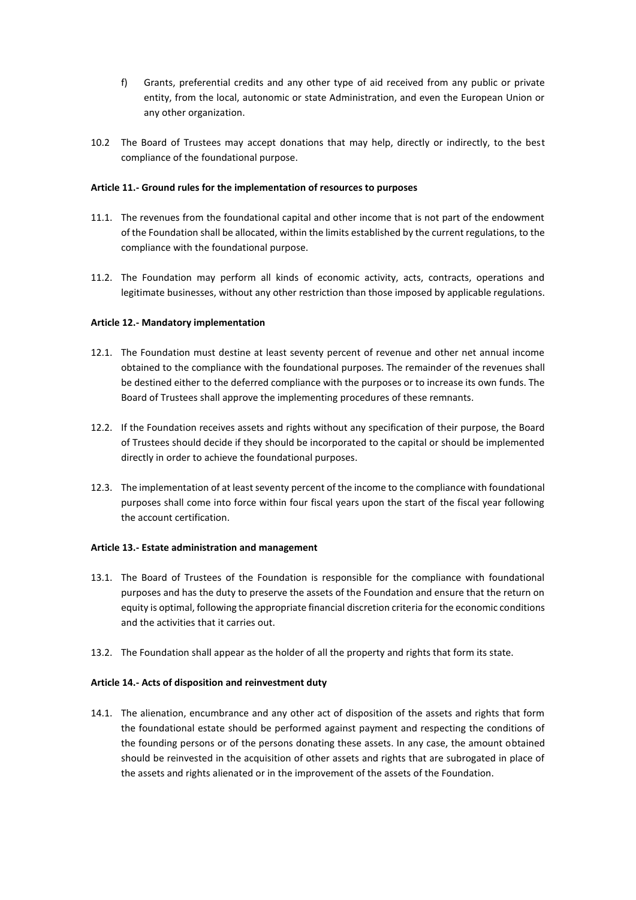f) Grants, preferential credits and any other type of aid received from any public or private entity, from the local, autonomic or state Administration, and even the European Union or any other organization.

10.2 The Board of Trustees may accept donations that may help, directly or indirectly, to the best compliance of the foundational purpose.

**Article 11.- Ground rules for the implementation of resources to purposes**

11.1. The revenues from the foundational capital and other income that is not part of the endowment of the Foundation shall be allocated, within the limits established by the current regulations, to the compliance with the foundational purpose.

11.2. The Foundation may perform all kinds of economic activity, acts, contracts, operations and legitimate businesses, without any other restriction than those imposed by applicable regulations.

**Article 12.- Mandatory implementation**

12.1. The Foundation must destine at least seventy percent of revenue and other net annual income obtained to the compliance with the foundational purposes. The remainder of the revenues shall be destined either to the deferred compliance with the purposes or to increase its own funds. The Board of Trustees shall approve the implementing procedures of these remnants.

12.2. If the Foundation receives assets and rights without any specification of their purpose, the Board of Trustees should decide if they should be incorporated to the capital or should be implemented directly in order to achieve the foundational purposes.

12.3. The implementation of at least seventy percent of the income to the compliance with foundational purposes shall come into force within four fiscal years upon the start of the fiscal year following the account certification.

**Article 13.- Estate administration and management**

13.1. The Board of Trustees of the Foundation is responsible for the compliance with foundational purposes and has the duty to preserve the assets of the Foundation and ensure that the return on equity is optimal, following the appropriate financial discretion criteria for the economic conditions and the activities that it carries out.

13.2. The Foundation shall appear as the holder of all the property and rights that form its state.

**Article 14.- Acts of disposition and reinvestment duty**

14.1. The alienation, encumbrance and any other act of disposition of the assets and rights that form the foundational estate should be performed against payment and respecting the conditions of the founding persons or of the persons donating these assets. In any case, the amount obtained should be reinvested in the acquisition of other assets and rights that are subrogated in place of the assets and rights alienated or in the improvement of the assets of the Foundation.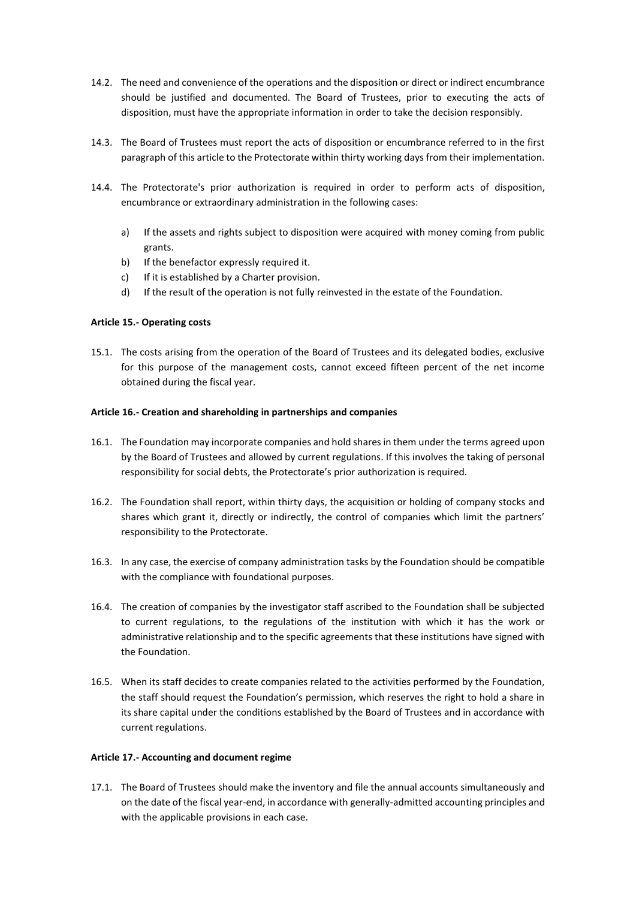14.2. The need and convenience of the operations and the disposition or direct or indirect encumbrance should be justified and documented. The Board of Trustees, prior to executing the acts of disposition, must have the appropriate information in order to take the decision responsibly.

14.3. The Board of Trustees must report the acts of disposition or encumbrance referred to in the first paragraph of this article to the Protectorate within thirty working days from their implementation.

14.4. The Protectorate's prior authorization is required in order to perform acts of disposition, encumbrance or extraordinary administration in the following cases:

a) If the assets and rights subject to disposition were acquired with money coming from public grants.
b) If the benefactor expressly required it.
c) If it is established by a Charter provision.
d) If the result of the operation is not fully reinvested in the estate of the Foundation.

**Article 15.- Operating costs**

15.1. The costs arising from the operation of the Board of Trustees and its delegated bodies, exclusive for this purpose of the management costs, cannot exceed fifteen percent of the net income obtained during the fiscal year.

**Article 16.- Creation and shareholding in partnerships and companies**

16.1. The Foundation may incorporate companies and hold shares in them under the terms agreed upon by the Board of Trustees and allowed by current regulations. If this involves the taking of personal responsibility for social debts, the Protectorate's prior authorization is required.

16.2. The Foundation shall report, within thirty days, the acquisition or holding of company stocks and shares which grant it, directly or indirectly, the control of companies which limit the partners' responsibility to the Protectorate.

16.3. In any case, the exercise of company administration tasks by the Foundation should be compatible with the compliance with foundational purposes.

16.4. The creation of companies by the investigator staff ascribed to the Foundation shall be subjected to current regulations, to the regulations of the institution with which it has the work or administrative relationship and to the specific agreements that these institutions have signed with the Foundation.

16.5. When its staff decides to create companies related to the activities performed by the Foundation, the staff should request the Foundation's permission, which reserves the right to hold a share in its share capital under the conditions established by the Board of Trustees and in accordance with current regulations.

**Article 17.- Accounting and document regime**

17.1. The Board of Trustees should make the inventory and file the annual accounts simultaneously and on the date of the fiscal year-end, in accordance with generally-admitted accounting principles and with the applicable provisions in each case.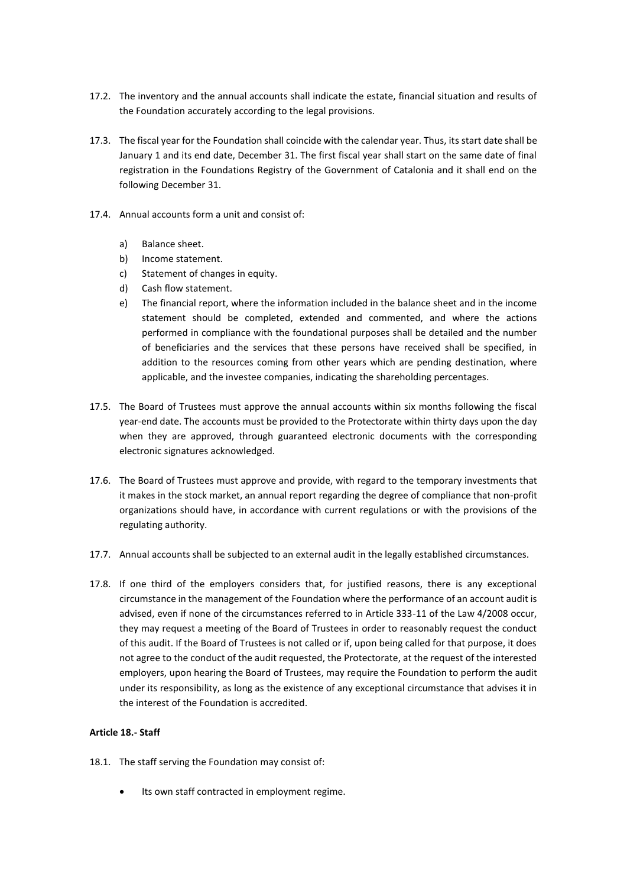17.2. The inventory and the annual accounts shall indicate the estate, financial situation and results of the Foundation accurately according to the legal provisions.

17.3. The fiscal year for the Foundation shall coincide with the calendar year. Thus, its start date shall be January 1 and its end date, December 31. The first fiscal year shall start on the same date of final registration in the Foundations Registry of the Government of Catalonia and it shall end on the following December 31.

17.4. Annual accounts form a unit and consist of:

a) Balance sheet.
b) Income statement.
c) Statement of changes in equity.
d) Cash flow statement.
e) The financial report, where the information included in the balance sheet and in the income statement should be completed, extended and commented, and where the actions performed in compliance with the foundational purposes shall be detailed and the number of beneficiaries and the services that these persons have received shall be specified, in addition to the resources coming from other years which are pending destination, where applicable, and the investee companies, indicating the shareholding percentages.

17.5. The Board of Trustees must approve the annual accounts within six months following the fiscal year-end date. The accounts must be provided to the Protectorate within thirty days upon the day when they are approved, through guaranteed electronic documents with the corresponding electronic signatures acknowledged.

17.6. The Board of Trustees must approve and provide, with regard to the temporary investments that it makes in the stock market, an annual report regarding the degree of compliance that non-profit organizations should have, in accordance with current regulations or with the provisions of the regulating authority.

17.7. Annual accounts shall be subjected to an external audit in the legally established circumstances.

17.8. If one third of the employers considers that, for justified reasons, there is any exceptional circumstance in the management of the Foundation where the performance of an account audit is advised, even if none of the circumstances referred to in Article 333-11 of the Law 4/2008 occur, they may request a meeting of the Board of Trustees in order to reasonably request the conduct of this audit. If the Board of Trustees is not called or if, upon being called for that purpose, it does not agree to the conduct of the audit requested, the Protectorate, at the request of the interested employers, upon hearing the Board of Trustees, may require the Foundation to perform the audit under its responsibility, as long as the existence of any exceptional circumstance that advises it in the interest of the Foundation is accredited.

**Article 18.- Staff**

18.1. The staff serving the Foundation may consist of:

- Its own staff contracted in employment regime.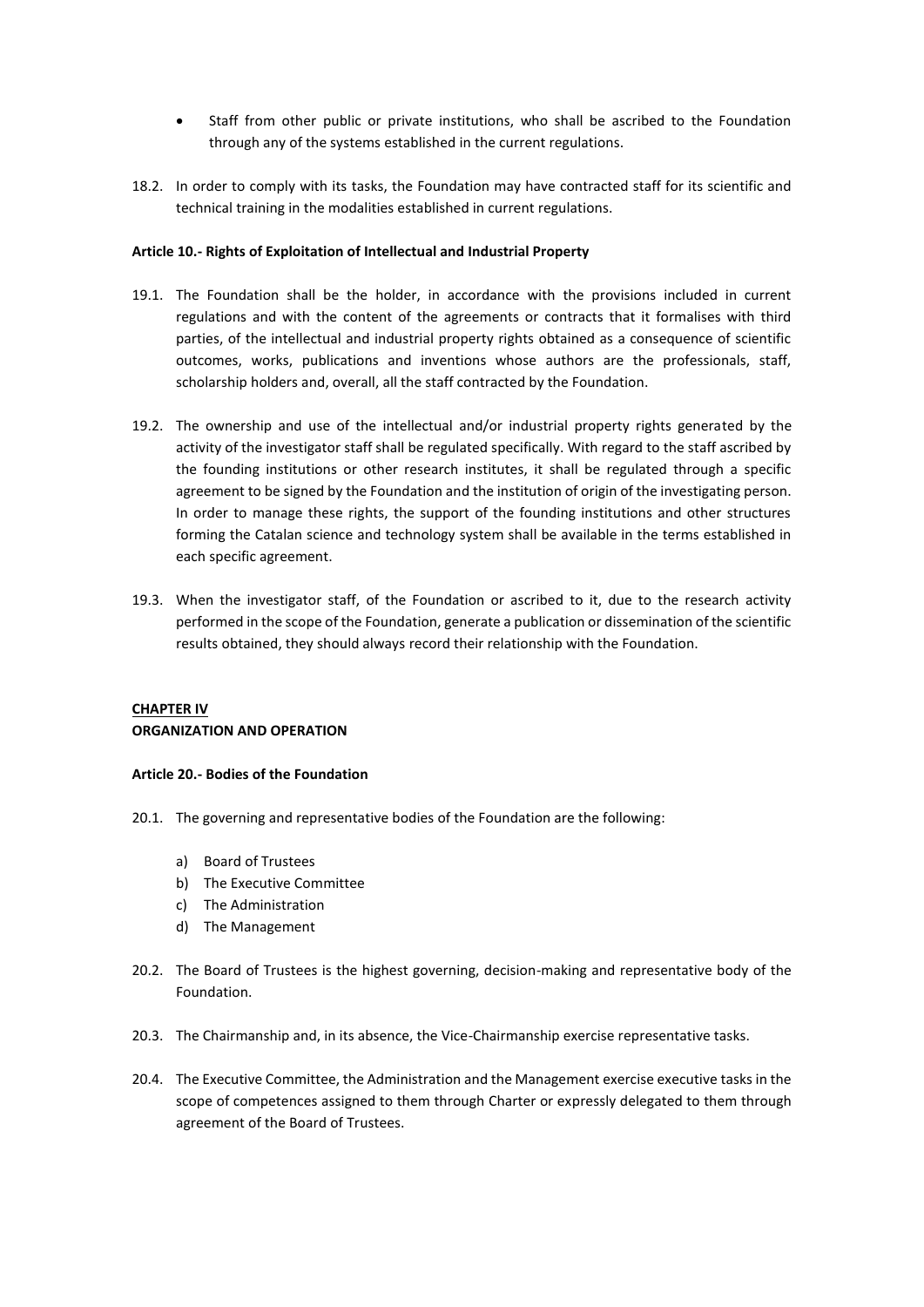- Staff from other public or private institutions, who shall be ascribed to the Foundation through any of the systems established in the current regulations.

18.2. In order to comply with its tasks, the Foundation may have contracted staff for its scientific and technical training in the modalities established in current regulations.

**Article 10.- Rights of Exploitation of Intellectual and Industrial Property**

19.1. The Foundation shall be the holder, in accordance with the provisions included in current regulations and with the content of the agreements or contracts that it formalises with third parties, of the intellectual and industrial property rights obtained as a consequence of scientific outcomes, works, publications and inventions whose authors are the professionals, staff, scholarship holders and, overall, all the staff contracted by the Foundation.

19.2. The ownership and use of the intellectual and/or industrial property rights generated by the activity of the investigator staff shall be regulated specifically. With regard to the staff ascribed by the founding institutions or other research institutes, it shall be regulated through a specific agreement to be signed by the Foundation and the institution of origin of the investigating person. In order to manage these rights, the support of the founding institutions and other structures forming the Catalan science and technology system shall be available in the terms established in each specific agreement.

19.3. When the investigator staff, of the Foundation or ascribed to it, due to the research activity performed in the scope of the Foundation, generate a publication or dissemination of the scientific results obtained, they should always record their relationship with the Foundation.

## CHAPTER IV
## ORGANIZATION AND OPERATION

**Article 20.- Bodies of the Foundation**

20.1. The governing and representative bodies of the Foundation are the following:

a) Board of Trustees
b) The Executive Committee
c) The Administration
d) The Management

20.2. The Board of Trustees is the highest governing, decision-making and representative body of the Foundation.

20.3. The Chairmanship and, in its absence, the Vice-Chairmanship exercise representative tasks.

20.4. The Executive Committee, the Administration and the Management exercise executive tasks in the scope of competences assigned to them through Charter or expressly delegated to them through agreement of the Board of Trustees.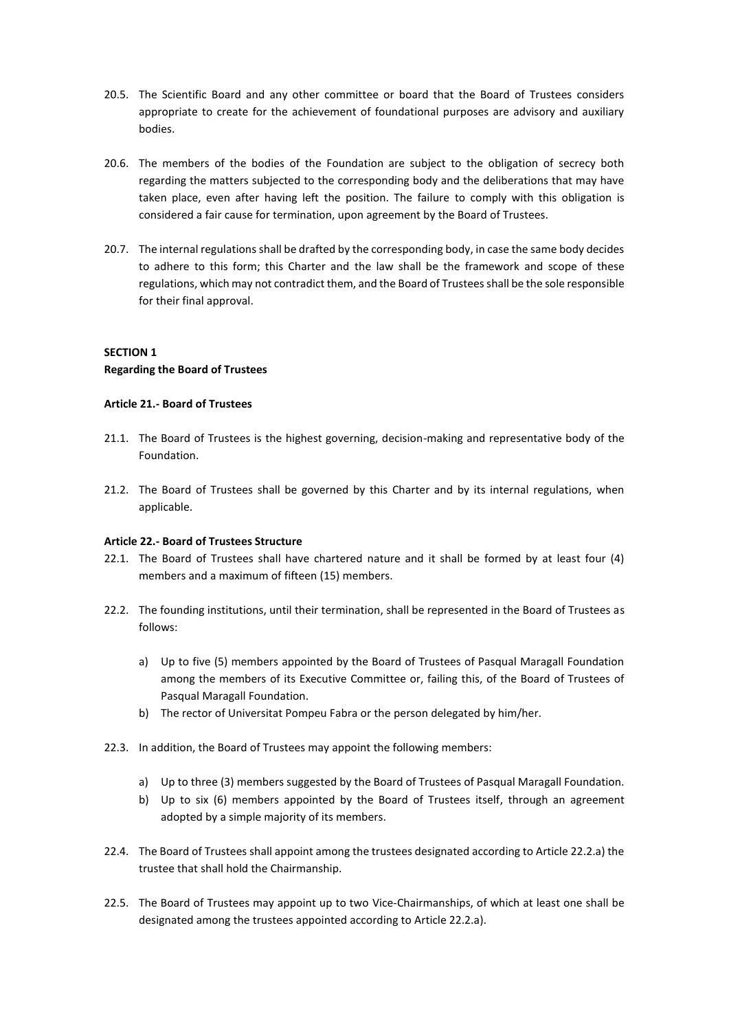20.5. The Scientific Board and any other committee or board that the Board of Trustees considers appropriate to create for the achievement of foundational purposes are advisory and auxiliary bodies.

20.6. The members of the bodies of the Foundation are subject to the obligation of secrecy both regarding the matters subjected to the corresponding body and the deliberations that may have taken place, even after having left the position. The failure to comply with this obligation is considered a fair cause for termination, upon agreement by the Board of Trustees.

20.7. The internal regulations shall be drafted by the corresponding body, in case the same body decides to adhere to this form; this Charter and the law shall be the framework and scope of these regulations, which may not contradict them, and the Board of Trustees shall be the sole responsible for their final approval.

**SECTION 1**
**Regarding the Board of Trustees**

**Article 21.- Board of Trustees**

21.1. The Board of Trustees is the highest governing, decision-making and representative body of the Foundation.

21.2. The Board of Trustees shall be governed by this Charter and by its internal regulations, when applicable.

**Article 22.- Board of Trustees Structure**

22.1. The Board of Trustees shall have chartered nature and it shall be formed by at least four (4) members and a maximum of fifteen (15) members.

22.2. The founding institutions, until their termination, shall be represented in the Board of Trustees as follows:

a) Up to five (5) members appointed by the Board of Trustees of Pasqual Maragall Foundation among the members of its Executive Committee or, failing this, of the Board of Trustees of Pasqual Maragall Foundation.
b) The rector of Universitat Pompeu Fabra or the person delegated by him/her.

22.3. In addition, the Board of Trustees may appoint the following members:

a) Up to three (3) members suggested by the Board of Trustees of Pasqual Maragall Foundation.
b) Up to six (6) members appointed by the Board of Trustees itself, through an agreement adopted by a simple majority of its members.

22.4. The Board of Trustees shall appoint among the trustees designated according to Article 22.2.a) the trustee that shall hold the Chairmanship.

22.5. The Board of Trustees may appoint up to two Vice-Chairmanships, of which at least one shall be designated among the trustees appointed according to Article 22.2.a).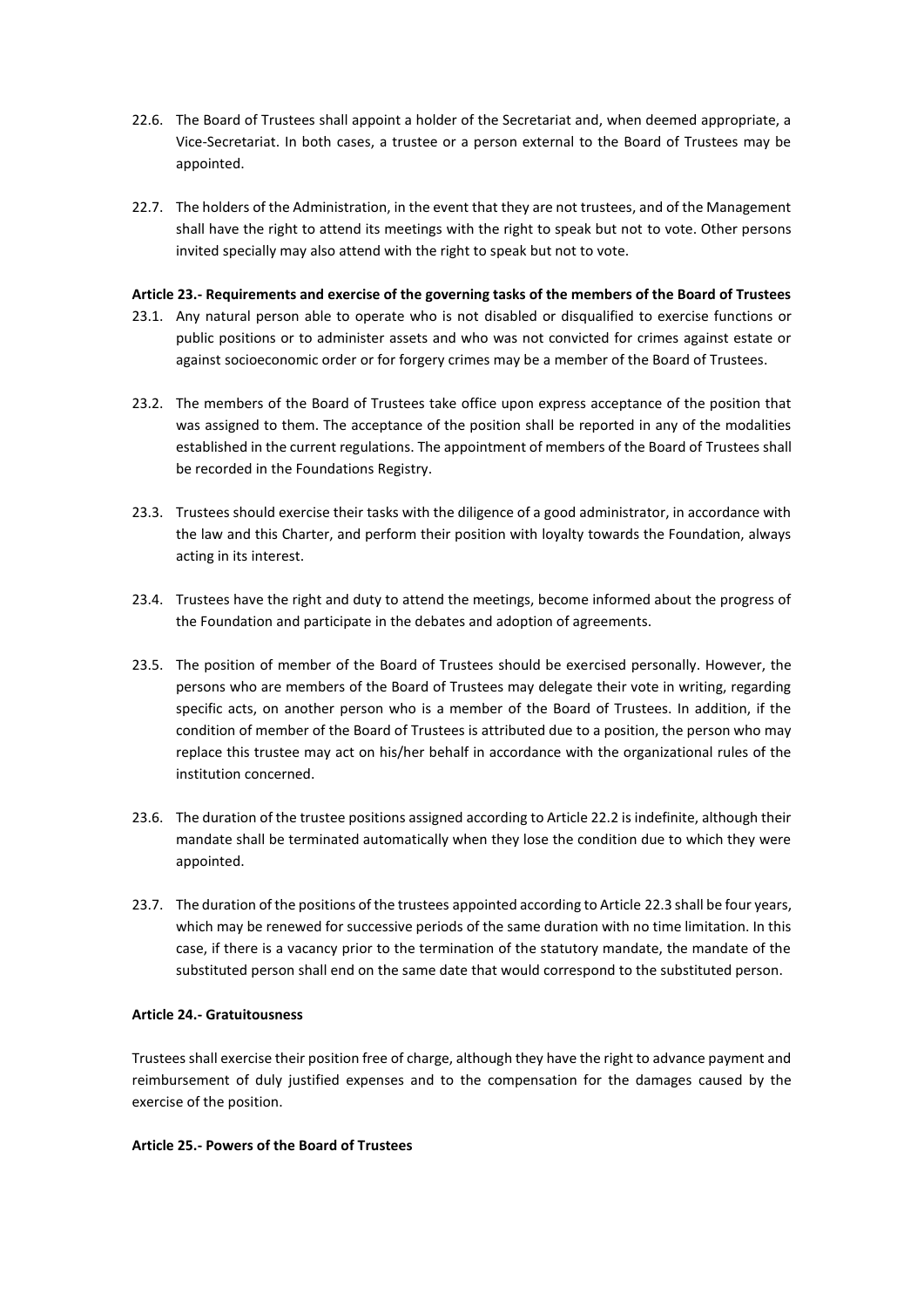22.6. The Board of Trustees shall appoint a holder of the Secretariat and, when deemed appropriate, a Vice-Secretariat. In both cases, a trustee or a person external to the Board of Trustees may be appointed.

22.7. The holders of the Administration, in the event that they are not trustees, and of the Management shall have the right to attend its meetings with the right to speak but not to vote. Other persons invited specially may also attend with the right to speak but not to vote.

**Article 23.- Requirements and exercise of the governing tasks of the members of the Board of Trustees**

23.1. Any natural person able to operate who is not disabled or disqualified to exercise functions or public positions or to administer assets and who was not convicted for crimes against estate or against socioeconomic order or for forgery crimes may be a member of the Board of Trustees.

23.2. The members of the Board of Trustees take office upon express acceptance of the position that was assigned to them. The acceptance of the position shall be reported in any of the modalities established in the current regulations. The appointment of members of the Board of Trustees shall be recorded in the Foundations Registry.

23.3. Trustees should exercise their tasks with the diligence of a good administrator, in accordance with the law and this Charter, and perform their position with loyalty towards the Foundation, always acting in its interest.

23.4. Trustees have the right and duty to attend the meetings, become informed about the progress of the Foundation and participate in the debates and adoption of agreements.

23.5. The position of member of the Board of Trustees should be exercised personally. However, the persons who are members of the Board of Trustees may delegate their vote in writing, regarding specific acts, on another person who is a member of the Board of Trustees. In addition, if the condition of member of the Board of Trustees is attributed due to a position, the person who may replace this trustee may act on his/her behalf in accordance with the organizational rules of the institution concerned.

23.6. The duration of the trustee positions assigned according to Article 22.2 is indefinite, although their mandate shall be terminated automatically when they lose the condition due to which they were appointed.

23.7. The duration of the positions of the trustees appointed according to Article 22.3 shall be four years, which may be renewed for successive periods of the same duration with no time limitation. In this case, if there is a vacancy prior to the termination of the statutory mandate, the mandate of the substituted person shall end on the same date that would correspond to the substituted person.

**Article 24.- Gratuitousness**

Trustees shall exercise their position free of charge, although they have the right to advance payment and reimbursement of duly justified expenses and to the compensation for the damages caused by the exercise of the position.

**Article 25.- Powers of the Board of Trustees**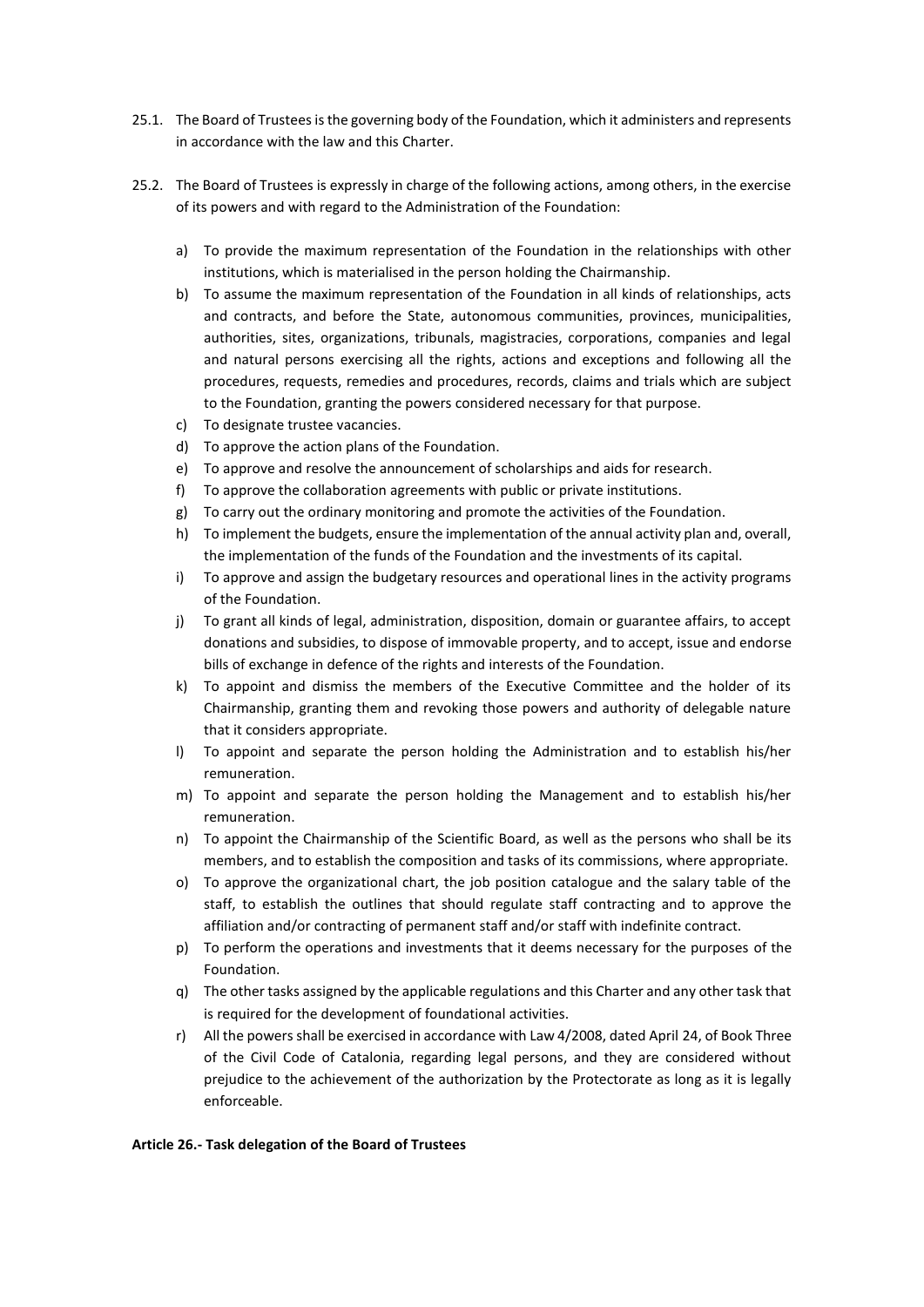25.1. The Board of Trustees is the governing body of the Foundation, which it administers and represents in accordance with the law and this Charter.

25.2. The Board of Trustees is expressly in charge of the following actions, among others, in the exercise of its powers and with regard to the Administration of the Foundation:

a) To provide the maximum representation of the Foundation in the relationships with other institutions, which is materialised in the person holding the Chairmanship.

b) To assume the maximum representation of the Foundation in all kinds of relationships, acts and contracts, and before the State, autonomous communities, provinces, municipalities, authorities, sites, organizations, tribunals, magistracies, corporations, companies and legal and natural persons exercising all the rights, actions and exceptions and following all the procedures, requests, remedies and procedures, records, claims and trials which are subject to the Foundation, granting the powers considered necessary for that purpose.

c) To designate trustee vacancies.

d) To approve the action plans of the Foundation.

e) To approve and resolve the announcement of scholarships and aids for research.

f) To approve the collaboration agreements with public or private institutions.

g) To carry out the ordinary monitoring and promote the activities of the Foundation.

h) To implement the budgets, ensure the implementation of the annual activity plan and, overall, the implementation of the funds of the Foundation and the investments of its capital.

i) To approve and assign the budgetary resources and operational lines in the activity programs of the Foundation.

j) To grant all kinds of legal, administration, disposition, domain or guarantee affairs, to accept donations and subsidies, to dispose of immovable property, and to accept, issue and endorse bills of exchange in defence of the rights and interests of the Foundation.

k) To appoint and dismiss the members of the Executive Committee and the holder of its Chairmanship, granting them and revoking those powers and authority of delegable nature that it considers appropriate.

l) To appoint and separate the person holding the Administration and to establish his/her remuneration.

m) To appoint and separate the person holding the Management and to establish his/her remuneration.

n) To appoint the Chairmanship of the Scientific Board, as well as the persons who shall be its members, and to establish the composition and tasks of its commissions, where appropriate.

o) To approve the organizational chart, the job position catalogue and the salary table of the staff, to establish the outlines that should regulate staff contracting and to approve the affiliation and/or contracting of permanent staff and/or staff with indefinite contract.

p) To perform the operations and investments that it deems necessary for the purposes of the Foundation.

q) The other tasks assigned by the applicable regulations and this Charter and any other task that is required for the development of foundational activities.

r) All the powers shall be exercised in accordance with Law 4/2008, dated April 24, of Book Three of the Civil Code of Catalonia, regarding legal persons, and they are considered without prejudice to the achievement of the authorization by the Protectorate as long as it is legally enforceable.

**Article 26.- Task delegation of the Board of Trustees**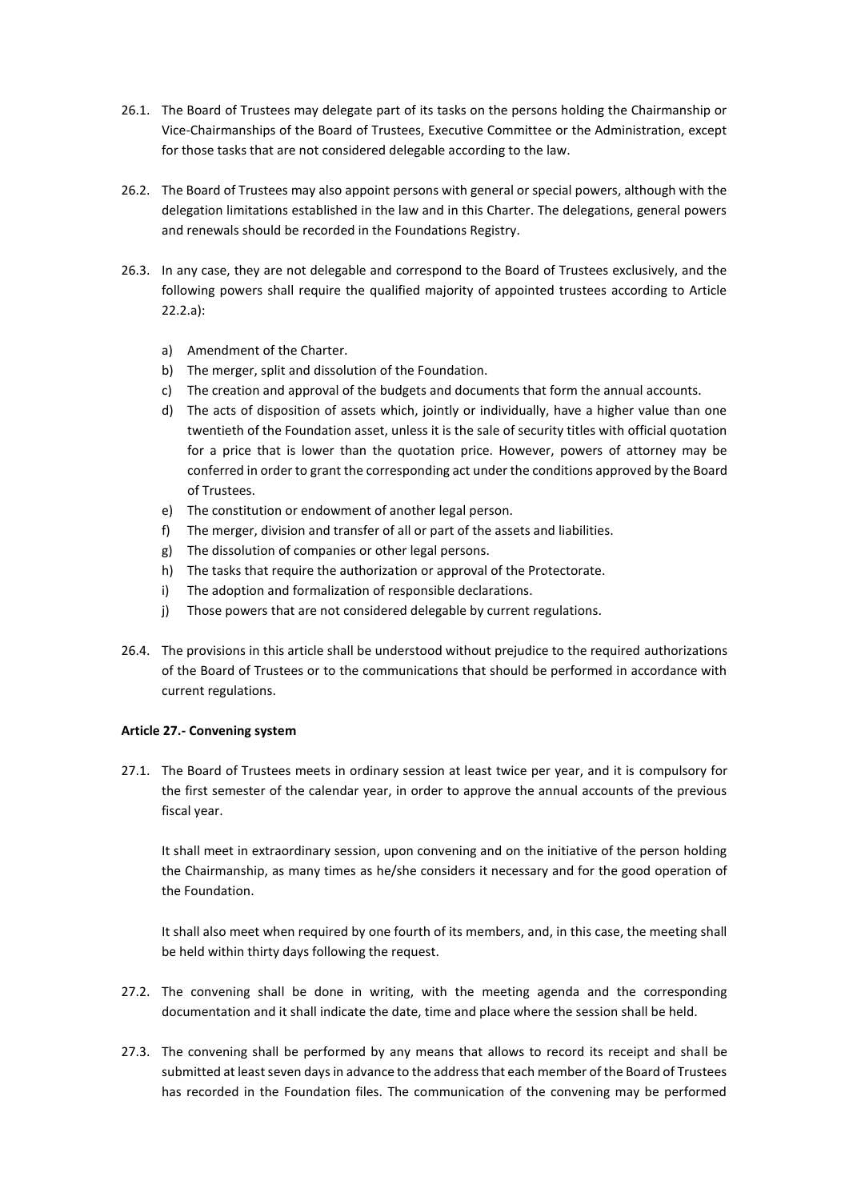26.1. The Board of Trustees may delegate part of its tasks on the persons holding the Chairmanship or Vice-Chairmanships of the Board of Trustees, Executive Committee or the Administration, except for those tasks that are not considered delegable according to the law.

26.2. The Board of Trustees may also appoint persons with general or special powers, although with the delegation limitations established in the law and in this Charter. The delegations, general powers and renewals should be recorded in the Foundations Registry.

26.3. In any case, they are not delegable and correspond to the Board of Trustees exclusively, and the following powers shall require the qualified majority of appointed trustees according to Article 22.2.a):

a) Amendment of the Charter.
b) The merger, split and dissolution of the Foundation.
c) The creation and approval of the budgets and documents that form the annual accounts.
d) The acts of disposition of assets which, jointly or individually, have a higher value than one twentieth of the Foundation asset, unless it is the sale of security titles with official quotation for a price that is lower than the quotation price. However, powers of attorney may be conferred in order to grant the corresponding act under the conditions approved by the Board of Trustees.
e) The constitution or endowment of another legal person.
f) The merger, division and transfer of all or part of the assets and liabilities.
g) The dissolution of companies or other legal persons.
h) The tasks that require the authorization or approval of the Protectorate.
i) The adoption and formalization of responsible declarations.
j) Those powers that are not considered delegable by current regulations.

26.4. The provisions in this article shall be understood without prejudice to the required authorizations of the Board of Trustees or to the communications that should be performed in accordance with current regulations.

**Article 27.- Convening system**

27.1. The Board of Trustees meets in ordinary session at least twice per year, and it is compulsory for the first semester of the calendar year, in order to approve the annual accounts of the previous fiscal year.

It shall meet in extraordinary session, upon convening and on the initiative of the person holding the Chairmanship, as many times as he/she considers it necessary and for the good operation of the Foundation.

It shall also meet when required by one fourth of its members, and, in this case, the meeting shall be held within thirty days following the request.

27.2. The convening shall be done in writing, with the meeting agenda and the corresponding documentation and it shall indicate the date, time and place where the session shall be held.

27.3. The convening shall be performed by any means that allows to record its receipt and shall be submitted at least seven days in advance to the address that each member of the Board of Trustees has recorded in the Foundation files. The communication of the convening may be performed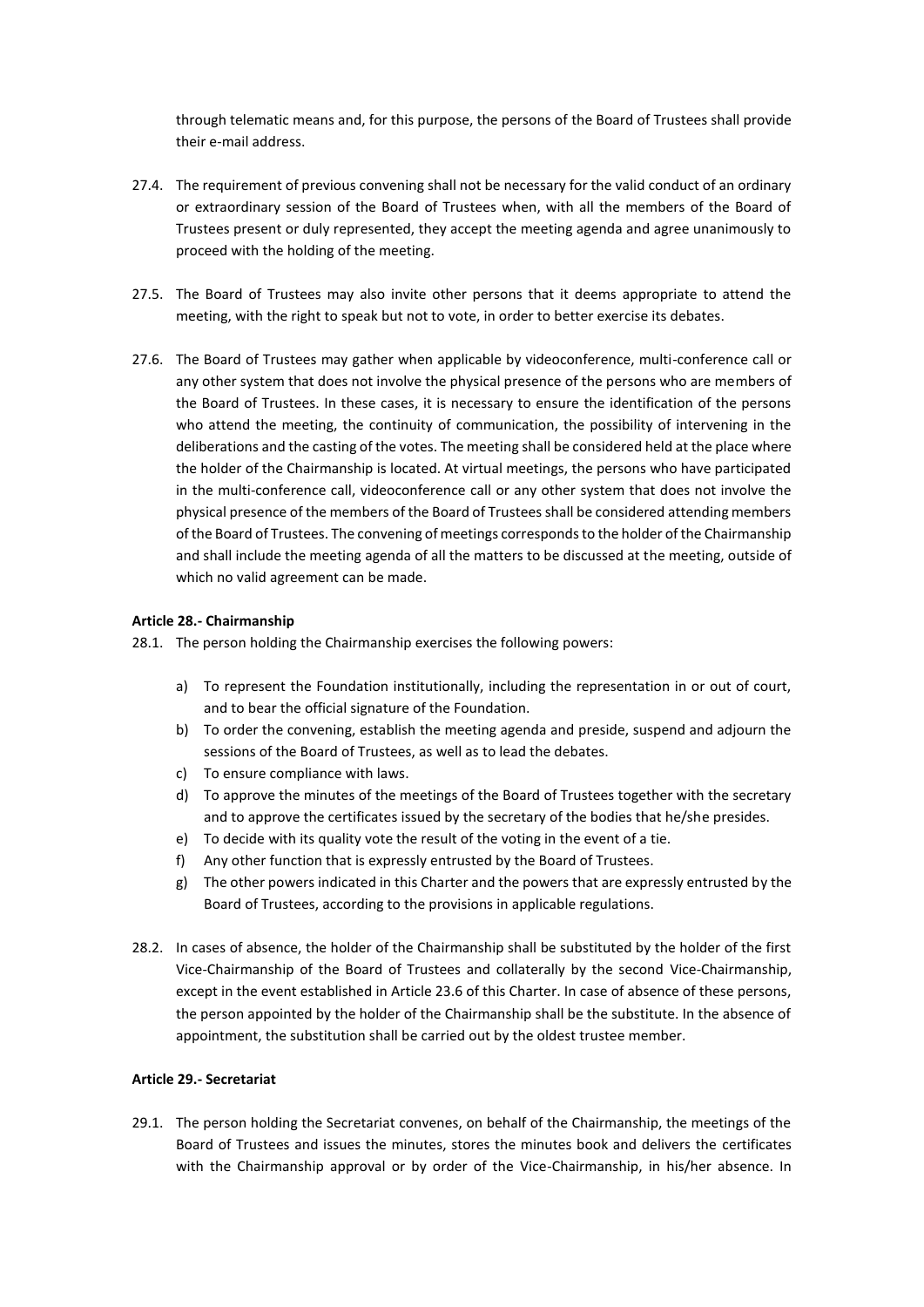through telematic means and, for this purpose, the persons of the Board of Trustees shall provide their e-mail address.

27.4. The requirement of previous convening shall not be necessary for the valid conduct of an ordinary or extraordinary session of the Board of Trustees when, with all the members of the Board of Trustees present or duly represented, they accept the meeting agenda and agree unanimously to proceed with the holding of the meeting.

27.5. The Board of Trustees may also invite other persons that it deems appropriate to attend the meeting, with the right to speak but not to vote, in order to better exercise its debates.

27.6. The Board of Trustees may gather when applicable by videoconference, multi-conference call or any other system that does not involve the physical presence of the persons who are members of the Board of Trustees. In these cases, it is necessary to ensure the identification of the persons who attend the meeting, the continuity of communication, the possibility of intervening in the deliberations and the casting of the votes. The meeting shall be considered held at the place where the holder of the Chairmanship is located. At virtual meetings, the persons who have participated in the multi-conference call, videoconference call or any other system that does not involve the physical presence of the members of the Board of Trustees shall be considered attending members of the Board of Trustees. The convening of meetings corresponds to the holder of the Chairmanship and shall include the meeting agenda of all the matters to be discussed at the meeting, outside of which no valid agreement can be made.

**Article 28.- Chairmanship**

28.1. The person holding the Chairmanship exercises the following powers:

a) To represent the Foundation institutionally, including the representation in or out of court, and to bear the official signature of the Foundation.
b) To order the convening, establish the meeting agenda and preside, suspend and adjourn the sessions of the Board of Trustees, as well as to lead the debates.
c) To ensure compliance with laws.
d) To approve the minutes of the meetings of the Board of Trustees together with the secretary and to approve the certificates issued by the secretary of the bodies that he/she presides.
e) To decide with its quality vote the result of the voting in the event of a tie.
f) Any other function that is expressly entrusted by the Board of Trustees.
g) The other powers indicated in this Charter and the powers that are expressly entrusted by the Board of Trustees, according to the provisions in applicable regulations.

28.2. In cases of absence, the holder of the Chairmanship shall be substituted by the holder of the first Vice-Chairmanship of the Board of Trustees and collaterally by the second Vice-Chairmanship, except in the event established in Article 23.6 of this Charter. In case of absence of these persons, the person appointed by the holder of the Chairmanship shall be the substitute. In the absence of appointment, the substitution shall be carried out by the oldest trustee member.

**Article 29.- Secretariat**

29.1. The person holding the Secretariat convenes, on behalf of the Chairmanship, the meetings of the Board of Trustees and issues the minutes, stores the minutes book and delivers the certificates with the Chairmanship approval or by order of the Vice-Chairmanship, in his/her absence. In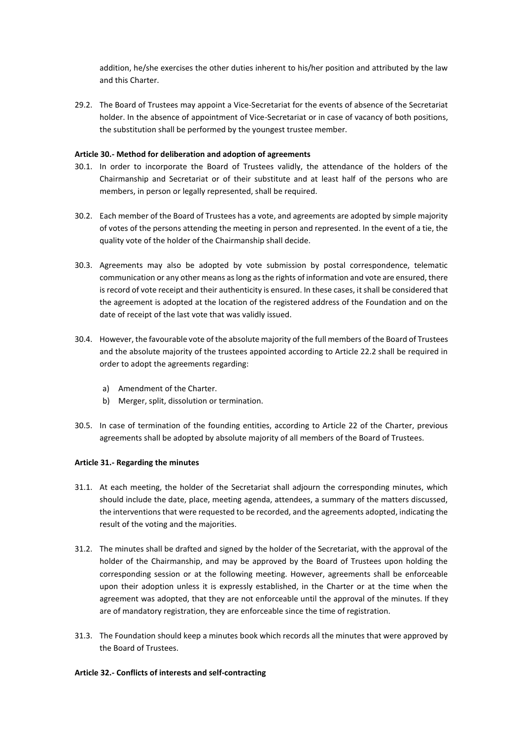addition, he/she exercises the other duties inherent to his/her position and attributed by the law and this Charter.

29.2. The Board of Trustees may appoint a Vice-Secretariat for the events of absence of the Secretariat holder. In the absence of appointment of Vice-Secretariat or in case of vacancy of both positions, the substitution shall be performed by the youngest trustee member.

**Article 30.- Method for deliberation and adoption of agreements**

30.1. In order to incorporate the Board of Trustees validly, the attendance of the holders of the Chairmanship and Secretariat or of their substitute and at least half of the persons who are members, in person or legally represented, shall be required.

30.2. Each member of the Board of Trustees has a vote, and agreements are adopted by simple majority of votes of the persons attending the meeting in person and represented. In the event of a tie, the quality vote of the holder of the Chairmanship shall decide.

30.3. Agreements may also be adopted by vote submission by postal correspondence, telematic communication or any other means as long as the rights of information and vote are ensured, there is record of vote receipt and their authenticity is ensured. In these cases, it shall be considered that the agreement is adopted at the location of the registered address of the Foundation and on the date of receipt of the last vote that was validly issued.

30.4. However, the favourable vote of the absolute majority of the full members of the Board of Trustees and the absolute majority of the trustees appointed according to Article 22.2 shall be required in order to adopt the agreements regarding:

a) Amendment of the Charter.
b) Merger, split, dissolution or termination.

30.5. In case of termination of the founding entities, according to Article 22 of the Charter, previous agreements shall be adopted by absolute majority of all members of the Board of Trustees.

**Article 31.- Regarding the minutes**

31.1. At each meeting, the holder of the Secretariat shall adjourn the corresponding minutes, which should include the date, place, meeting agenda, attendees, a summary of the matters discussed, the interventions that were requested to be recorded, and the agreements adopted, indicating the result of the voting and the majorities.

31.2. The minutes shall be drafted and signed by the holder of the Secretariat, with the approval of the holder of the Chairmanship, and may be approved by the Board of Trustees upon holding the corresponding session or at the following meeting. However, agreements shall be enforceable upon their adoption unless it is expressly established, in the Charter or at the time when the agreement was adopted, that they are not enforceable until the approval of the minutes. If they are of mandatory registration, they are enforceable since the time of registration.

31.3. The Foundation should keep a minutes book which records all the minutes that were approved by the Board of Trustees.

**Article 32.- Conflicts of interests and self-contracting**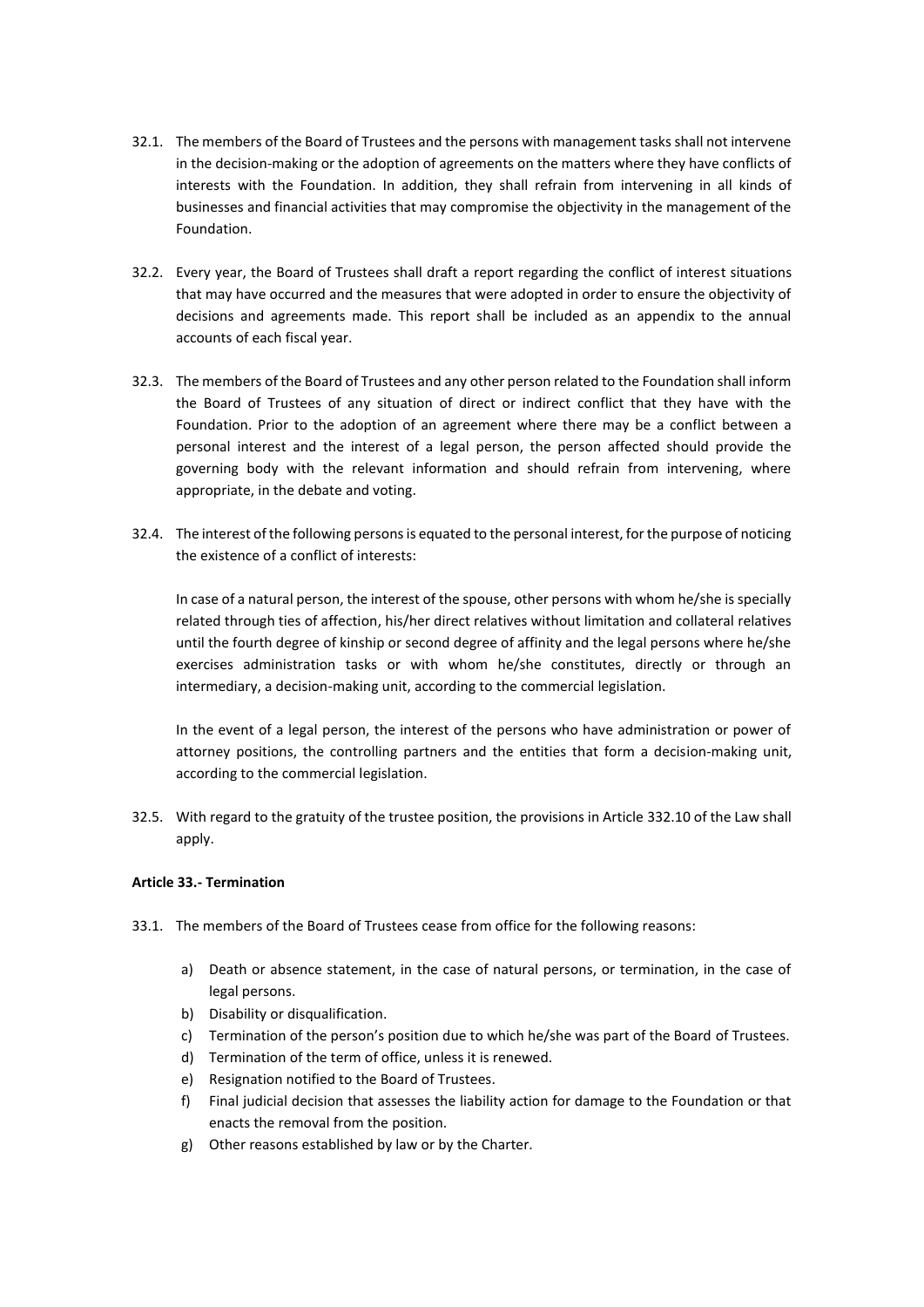32.1. The members of the Board of Trustees and the persons with management tasks shall not intervene in the decision-making or the adoption of agreements on the matters where they have conflicts of interests with the Foundation. In addition, they shall refrain from intervening in all kinds of businesses and financial activities that may compromise the objectivity in the management of the Foundation.

32.2. Every year, the Board of Trustees shall draft a report regarding the conflict of interest situations that may have occurred and the measures that were adopted in order to ensure the objectivity of decisions and agreements made. This report shall be included as an appendix to the annual accounts of each fiscal year.

32.3. The members of the Board of Trustees and any other person related to the Foundation shall inform the Board of Trustees of any situation of direct or indirect conflict that they have with the Foundation. Prior to the adoption of an agreement where there may be a conflict between a personal interest and the interest of a legal person, the person affected should provide the governing body with the relevant information and should refrain from intervening, where appropriate, in the debate and voting.

32.4. The interest of the following persons is equated to the personal interest, for the purpose of noticing the existence of a conflict of interests:

In case of a natural person, the interest of the spouse, other persons with whom he/she is specially related through ties of affection, his/her direct relatives without limitation and collateral relatives until the fourth degree of kinship or second degree of affinity and the legal persons where he/she exercises administration tasks or with whom he/she constitutes, directly or through an intermediary, a decision-making unit, according to the commercial legislation.

In the event of a legal person, the interest of the persons who have administration or power of attorney positions, the controlling partners and the entities that form a decision-making unit, according to the commercial legislation.

32.5. With regard to the gratuity of the trustee position, the provisions in Article 332.10 of the Law shall apply.

**Article 33.- Termination**

33.1. The members of the Board of Trustees cease from office for the following reasons:

a) Death or absence statement, in the case of natural persons, or termination, in the case of legal persons.
b) Disability or disqualification.
c) Termination of the person's position due to which he/she was part of the Board of Trustees.
d) Termination of the term of office, unless it is renewed.
e) Resignation notified to the Board of Trustees.
f) Final judicial decision that assesses the liability action for damage to the Foundation or that enacts the removal from the position.
g) Other reasons established by law or by the Charter.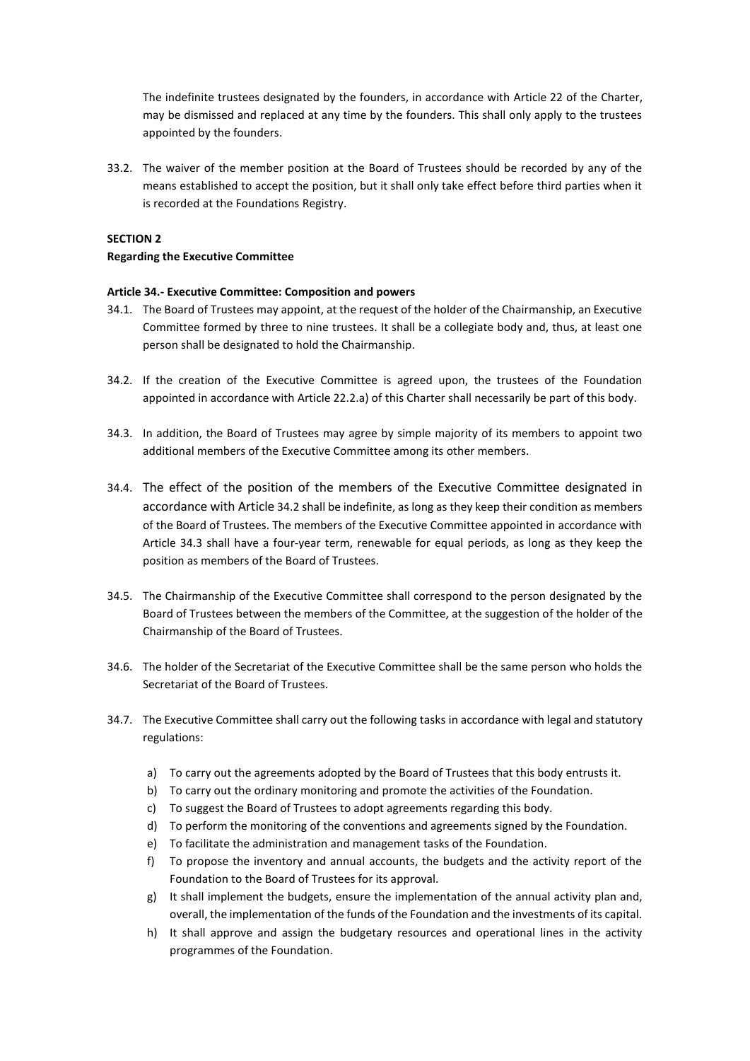The indefinite trustees designated by the founders, in accordance with Article 22 of the Charter, may be dismissed and replaced at any time by the founders. This shall only apply to the trustees appointed by the founders.

33.2. The waiver of the member position at the Board of Trustees should be recorded by any of the means established to accept the position, but it shall only take effect before third parties when it is recorded at the Foundations Registry.

**SECTION 2**

**Regarding the Executive Committee**

**Article 34.- Executive Committee: Composition and powers**

34.1. The Board of Trustees may appoint, at the request of the holder of the Chairmanship, an Executive Committee formed by three to nine trustees. It shall be a collegiate body and, thus, at least one person shall be designated to hold the Chairmanship.

34.2. If the creation of the Executive Committee is agreed upon, the trustees of the Foundation appointed in accordance with Article 22.2.a) of this Charter shall necessarily be part of this body.

34.3. In addition, the Board of Trustees may agree by simple majority of its members to appoint two additional members of the Executive Committee among its other members.

34.4. The effect of the position of the members of the Executive Committee designated in accordance with Article 34.2 shall be indefinite, as long as they keep their condition as members of the Board of Trustees. The members of the Executive Committee appointed in accordance with Article 34.3 shall have a four-year term, renewable for equal periods, as long as they keep the position as members of the Board of Trustees.

34.5. The Chairmanship of the Executive Committee shall correspond to the person designated by the Board of Trustees between the members of the Committee, at the suggestion of the holder of the Chairmanship of the Board of Trustees.

34.6. The holder of the Secretariat of the Executive Committee shall be the same person who holds the Secretariat of the Board of Trustees.

34.7. The Executive Committee shall carry out the following tasks in accordance with legal and statutory regulations:

a) To carry out the agreements adopted by the Board of Trustees that this body entrusts it.
b) To carry out the ordinary monitoring and promote the activities of the Foundation.
c) To suggest the Board of Trustees to adopt agreements regarding this body.
d) To perform the monitoring of the conventions and agreements signed by the Foundation.
e) To facilitate the administration and management tasks of the Foundation.
f) To propose the inventory and annual accounts, the budgets and the activity report of the Foundation to the Board of Trustees for its approval.
g) It shall implement the budgets, ensure the implementation of the annual activity plan and, overall, the implementation of the funds of the Foundation and the investments of its capital.
h) It shall approve and assign the budgetary resources and operational lines in the activity programmes of the Foundation.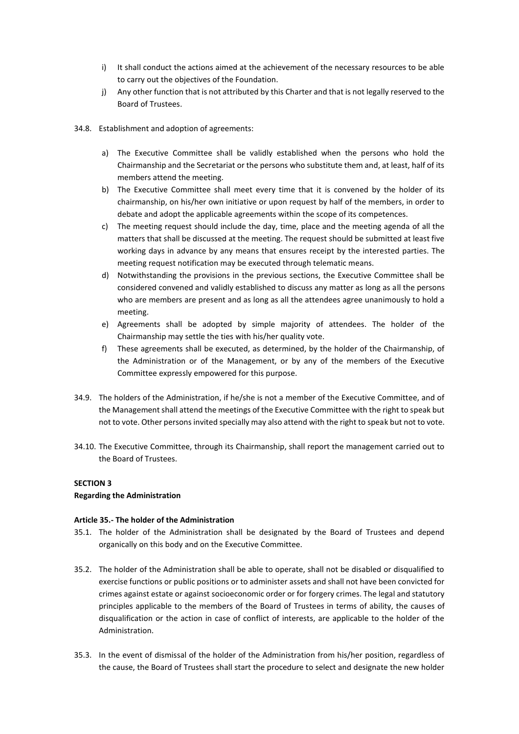i) It shall conduct the actions aimed at the achievement of the necessary resources to be able to carry out the objectives of the Foundation.
j) Any other function that is not attributed by this Charter and that is not legally reserved to the Board of Trustees.

34.8. Establishment and adoption of agreements:

a) The Executive Committee shall be validly established when the persons who hold the Chairmanship and the Secretariat or the persons who substitute them and, at least, half of its members attend the meeting.
b) The Executive Committee shall meet every time that it is convened by the holder of its chairmanship, on his/her own initiative or upon request by half of the members, in order to debate and adopt the applicable agreements within the scope of its competences.
c) The meeting request should include the day, time, place and the meeting agenda of all the matters that shall be discussed at the meeting. The request should be submitted at least five working days in advance by any means that ensures receipt by the interested parties. The meeting request notification may be executed through telematic means.
d) Notwithstanding the provisions in the previous sections, the Executive Committee shall be considered convened and validly established to discuss any matter as long as all the persons who are members are present and as long as all the attendees agree unanimously to hold a meeting.
e) Agreements shall be adopted by simple majority of attendees. The holder of the Chairmanship may settle the ties with his/her quality vote.
f) These agreements shall be executed, as determined, by the holder of the Chairmanship, of the Administration or of the Management, or by any of the members of the Executive Committee expressly empowered for this purpose.

34.9. The holders of the Administration, if he/she is not a member of the Executive Committee, and of the Management shall attend the meetings of the Executive Committee with the right to speak but not to vote. Other persons invited specially may also attend with the right to speak but not to vote.

34.10. The Executive Committee, through its Chairmanship, shall report the management carried out to the Board of Trustees.

**SECTION 3**
**Regarding the Administration**

**Article 35.- The holder of the Administration**

35.1. The holder of the Administration shall be designated by the Board of Trustees and depend organically on this body and on the Executive Committee.

35.2. The holder of the Administration shall be able to operate, shall not be disabled or disqualified to exercise functions or public positions or to administer assets and shall not have been convicted for crimes against estate or against socioeconomic order or for forgery crimes. The legal and statutory principles applicable to the members of the Board of Trustees in terms of ability, the causes of disqualification or the action in case of conflict of interests, are applicable to the holder of the Administration.

35.3. In the event of dismissal of the holder of the Administration from his/her position, regardless of the cause, the Board of Trustees shall start the procedure to select and designate the new holder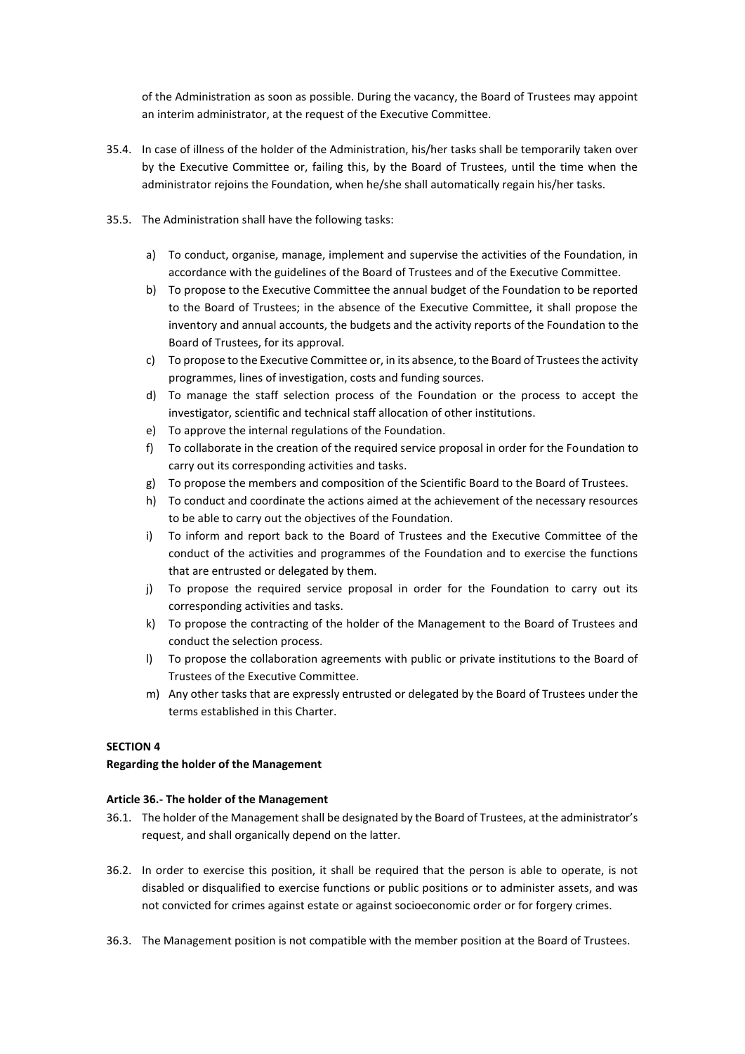of the Administration as soon as possible. During the vacancy, the Board of Trustees may appoint an interim administrator, at the request of the Executive Committee.

35.4. In case of illness of the holder of the Administration, his/her tasks shall be temporarily taken over by the Executive Committee or, failing this, by the Board of Trustees, until the time when the administrator rejoins the Foundation, when he/she shall automatically regain his/her tasks.

35.5. The Administration shall have the following tasks:

a) To conduct, organise, manage, implement and supervise the activities of the Foundation, in accordance with the guidelines of the Board of Trustees and of the Executive Committee.
b) To propose to the Executive Committee the annual budget of the Foundation to be reported to the Board of Trustees; in the absence of the Executive Committee, it shall propose the inventory and annual accounts, the budgets and the activity reports of the Foundation to the Board of Trustees, for its approval.
c) To propose to the Executive Committee or, in its absence, to the Board of Trustees the activity programmes, lines of investigation, costs and funding sources.
d) To manage the staff selection process of the Foundation or the process to accept the investigator, scientific and technical staff allocation of other institutions.
e) To approve the internal regulations of the Foundation.
f) To collaborate in the creation of the required service proposal in order for the Foundation to carry out its corresponding activities and tasks.
g) To propose the members and composition of the Scientific Board to the Board of Trustees.
h) To conduct and coordinate the actions aimed at the achievement of the necessary resources to be able to carry out the objectives of the Foundation.
i) To inform and report back to the Board of Trustees and the Executive Committee of the conduct of the activities and programmes of the Foundation and to exercise the functions that are entrusted or delegated by them.
j) To propose the required service proposal in order for the Foundation to carry out its corresponding activities and tasks.
k) To propose the contracting of the holder of the Management to the Board of Trustees and conduct the selection process.
l) To propose the collaboration agreements with public or private institutions to the Board of Trustees of the Executive Committee.
m) Any other tasks that are expressly entrusted or delegated by the Board of Trustees under the terms established in this Charter.

**SECTION 4**

**Regarding the holder of the Management**

**Article 36.- The holder of the Management**

36.1. The holder of the Management shall be designated by the Board of Trustees, at the administrator's request, and shall organically depend on the latter.

36.2. In order to exercise this position, it shall be required that the person is able to operate, is not disabled or disqualified to exercise functions or public positions or to administer assets, and was not convicted for crimes against estate or against socioeconomic order or for forgery crimes.

36.3. The Management position is not compatible with the member position at the Board of Trustees.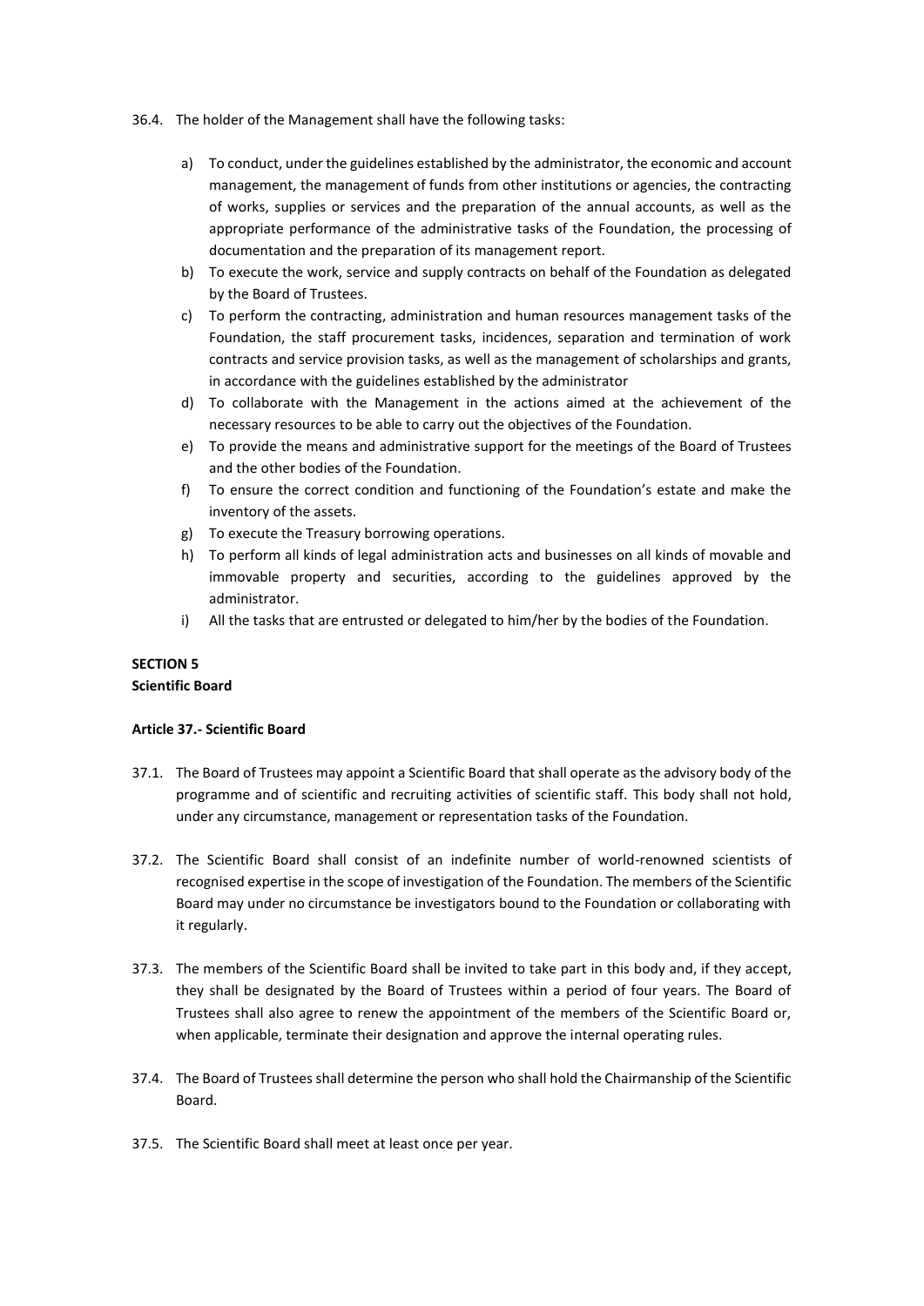36.4. The holder of the Management shall have the following tasks:

a) To conduct, under the guidelines established by the administrator, the economic and account management, the management of funds from other institutions or agencies, the contracting of works, supplies or services and the preparation of the annual accounts, as well as the appropriate performance of the administrative tasks of the Foundation, the processing of documentation and the preparation of its management report.
b) To execute the work, service and supply contracts on behalf of the Foundation as delegated by the Board of Trustees.
c) To perform the contracting, administration and human resources management tasks of the Foundation, the staff procurement tasks, incidences, separation and termination of work contracts and service provision tasks, as well as the management of scholarships and grants, in accordance with the guidelines established by the administrator
d) To collaborate with the Management in the actions aimed at the achievement of the necessary resources to be able to carry out the objectives of the Foundation.
e) To provide the means and administrative support for the meetings of the Board of Trustees and the other bodies of the Foundation.
f) To ensure the correct condition and functioning of the Foundation's estate and make the inventory of the assets.
g) To execute the Treasury borrowing operations.
h) To perform all kinds of legal administration acts and businesses on all kinds of movable and immovable property and securities, according to the guidelines approved by the administrator.
i) All the tasks that are entrusted or delegated to him/her by the bodies of the Foundation.

**SECTION 5**
**Scientific Board**

**Article 37.- Scientific Board**

37.1. The Board of Trustees may appoint a Scientific Board that shall operate as the advisory body of the programme and of scientific and recruiting activities of scientific staff. This body shall not hold, under any circumstance, management or representation tasks of the Foundation.

37.2. The Scientific Board shall consist of an indefinite number of world-renowned scientists of recognised expertise in the scope of investigation of the Foundation. The members of the Scientific Board may under no circumstance be investigators bound to the Foundation or collaborating with it regularly.

37.3. The members of the Scientific Board shall be invited to take part in this body and, if they accept, they shall be designated by the Board of Trustees within a period of four years. The Board of Trustees shall also agree to renew the appointment of the members of the Scientific Board or, when applicable, terminate their designation and approve the internal operating rules.

37.4. The Board of Trustees shall determine the person who shall hold the Chairmanship of the Scientific Board.

37.5. The Scientific Board shall meet at least once per year.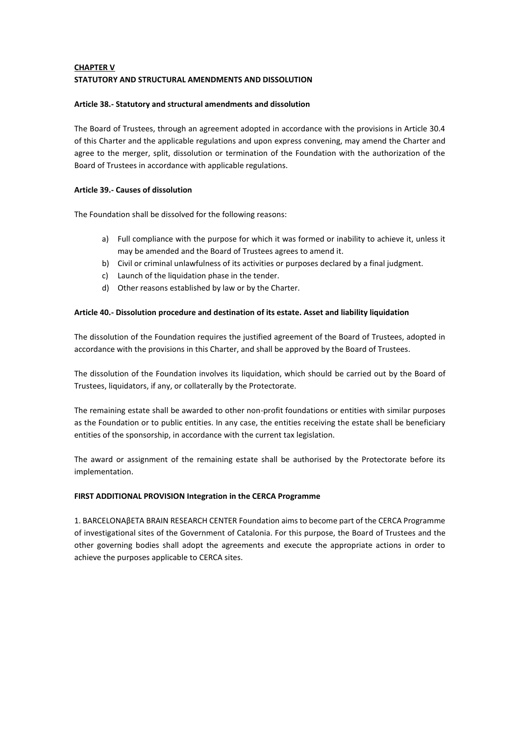## CHAPTER V

**STATUTORY AND STRUCTURAL AMENDMENTS AND DISSOLUTION**

### Article 38.- Statutory and structural amendments and dissolution

The Board of Trustees, through an agreement adopted in accordance with the provisions in Article 30.4 of this Charter and the applicable regulations and upon express convening, may amend the Charter and agree to the merger, split, dissolution or termination of the Foundation with the authorization of the Board of Trustees in accordance with applicable regulations.

### Article 39.- Causes of dissolution

The Foundation shall be dissolved for the following reasons:

a) Full compliance with the purpose for which it was formed or inability to achieve it, unless it may be amended and the Board of Trustees agrees to amend it.
b) Civil or criminal unlawfulness of its activities or purposes declared by a final judgment.
c) Launch of the liquidation phase in the tender.
d) Other reasons established by law or by the Charter.

### Article 40.- Dissolution procedure and destination of its estate. Asset and liability liquidation

The dissolution of the Foundation requires the justified agreement of the Board of Trustees, adopted in accordance with the provisions in this Charter, and shall be approved by the Board of Trustees.

The dissolution of the Foundation involves its liquidation, which should be carried out by the Board of Trustees, liquidators, if any, or collaterally by the Protectorate.

The remaining estate shall be awarded to other non-profit foundations or entities with similar purposes as the Foundation or to public entities. In any case, the entities receiving the estate shall be beneficiary entities of the sponsorship, in accordance with the current tax legislation.

The award or assignment of the remaining estate shall be authorised by the Protectorate before its implementation.

### FIRST ADDITIONAL PROVISION Integration in the CERCA Programme

1. BARCELONAβETA BRAIN RESEARCH CENTER Foundation aims to become part of the CERCA Programme of investigational sites of the Government of Catalonia. For this purpose, the Board of Trustees and the other governing bodies shall adopt the agreements and execute the appropriate actions in order to achieve the purposes applicable to CERCA sites.